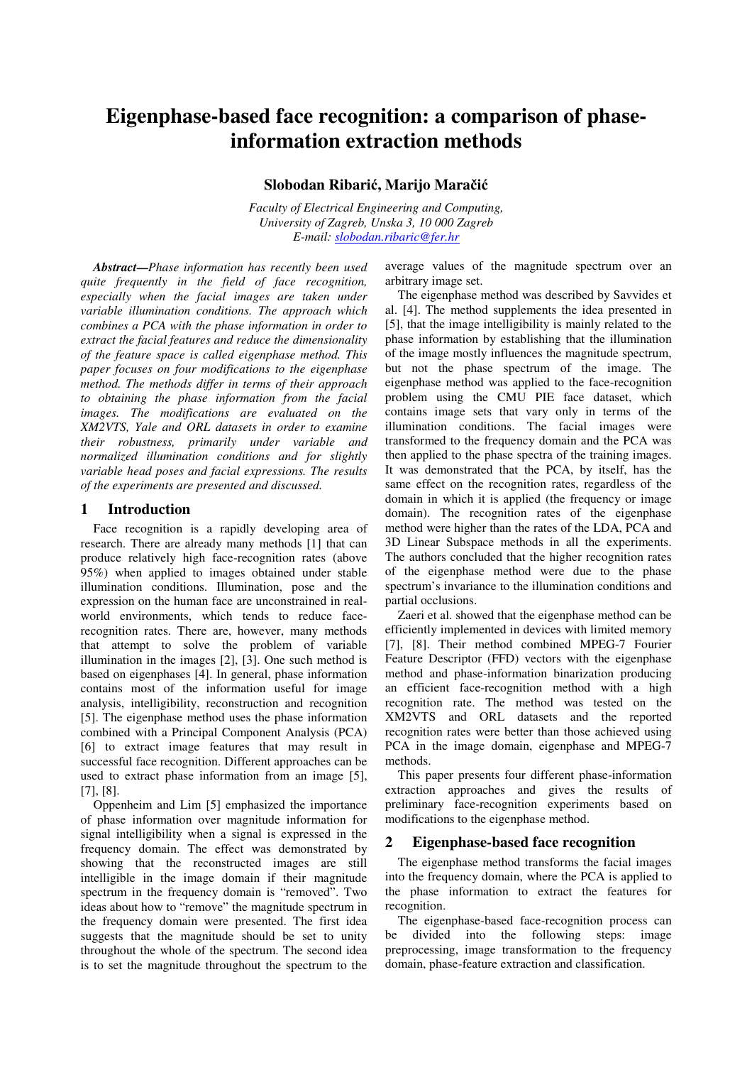# Eigenphase-based face recognition: a comparison of phase-information extraction methods

**Slobodan Ribarić, Marijo Maračić**

*Faculty of Electrical Engineering and Computing, University of Zagreb, Unska 3, 10 000 Zagreb*
*E-mail: slobodan.ribaric@fer.hr*

***Abstract—****Phase information has recently been used quite frequently in the field of face recognition, especially when the facial images are taken under variable illumination conditions. The approach which combines a PCA with the phase information in order to extract the facial features and reduce the dimensionality of the feature space is called eigenphase method. This paper focuses on four modifications to the eigenphase method. The methods differ in terms of their approach to obtaining the phase information from the facial images. The modifications are evaluated on the XM2VTS, Yale and ORL datasets in order to examine their robustness, primarily under variable and normalized illumination conditions and for slightly variable head poses and facial expressions. The results of the experiments are presented and discussed.*

## 1 Introduction

Face recognition is a rapidly developing area of research. There are already many methods [1] that can produce relatively high face-recognition rates (above 95%) when applied to images obtained under stable illumination conditions. Illumination, pose and the expression on the human face are unconstrained in real-world environments, which tends to reduce face-recognition rates. There are, however, many methods that attempt to solve the problem of variable illumination in the images [2], [3]. One such method is based on eigenphases [4]. In general, phase information contains most of the information useful for image analysis, intelligibility, reconstruction and recognition [5]. The eigenphase method uses the phase information combined with a Principal Component Analysis (PCA) [6] to extract image features that may result in successful face recognition. Different approaches can be used to extract phase information from an image [5], [7], [8].

Oppenheim and Lim [5] emphasized the importance of phase information over magnitude information for signal intelligibility when a signal is expressed in the frequency domain. The effect was demonstrated by showing that the reconstructed images are still intelligible in the image domain if their magnitude spectrum in the frequency domain is "removed". Two ideas about how to "remove" the magnitude spectrum in the frequency domain were presented. The first idea suggests that the magnitude should be set to unity throughout the whole of the spectrum. The second idea is to set the magnitude throughout the spectrum to the average values of the magnitude spectrum over an arbitrary image set.

The eigenphase method was described by Savvides et al. [4]. The method supplements the idea presented in [5], that the image intelligibility is mainly related to the phase information by establishing that the illumination of the image mostly influences the magnitude spectrum, but not the phase spectrum of the image. The eigenphase method was applied to the face-recognition problem using the CMU PIE face dataset, which contains image sets that vary only in terms of the illumination conditions. The facial images were transformed to the frequency domain and the PCA was then applied to the phase spectra of the training images. It was demonstrated that the PCA, by itself, has the same effect on the recognition rates, regardless of the domain in which it is applied (the frequency or image domain). The recognition rates of the eigenphase method were higher than the rates of the LDA, PCA and 3D Linear Subspace methods in all the experiments. The authors concluded that the higher recognition rates of the eigenphase method were due to the phase spectrum's invariance to the illumination conditions and partial occlusions.

Zaeri et al. showed that the eigenphase method can be efficiently implemented in devices with limited memory [7], [8]. Their method combined MPEG-7 Fourier Feature Descriptor (FFD) vectors with the eigenphase method and phase-information binarization producing an efficient face-recognition method with a high recognition rate. The method was tested on the XM2VTS and ORL datasets and the reported recognition rates were better than those achieved using PCA in the image domain, eigenphase and MPEG-7 methods.

This paper presents four different phase-information extraction approaches and gives the results of preliminary face-recognition experiments based on modifications to the eigenphase method.

## 2 Eigenphase-based face recognition

The eigenphase method transforms the facial images into the frequency domain, where the PCA is applied to the phase information to extract the features for recognition.

The eigenphase-based face-recognition process can be divided into the following steps: image preprocessing, image transformation to the frequency domain, phase-feature extraction and classification.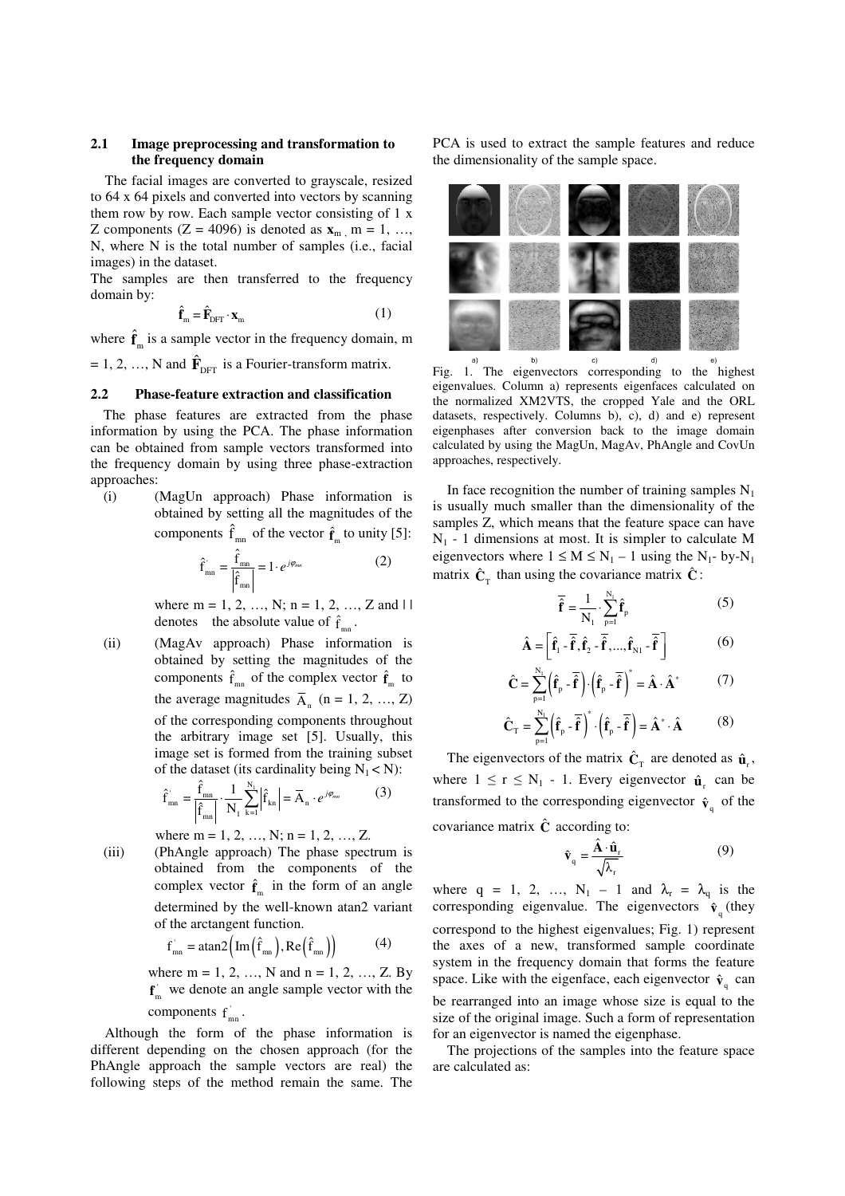### 2.1 Image preprocessing and transformation to the frequency domain

The facial images are converted to grayscale, resized to 64 x 64 pixels and converted into vectors by scanning them row by row. Each sample vector consisting of 1 x Z components (Z = 4096) is denoted as $\mathbf{x}_m$, m = 1, …, N, where N is the total number of samples (i.e., facial images) in the dataset.

The samples are then transferred to the frequency domain by:

$$\hat{\mathbf{f}}_m = \hat{\mathbf{F}}_{DFT} \cdot \mathbf{x}_m \tag{1}$$

where $\hat{\mathbf{f}}_m$ is a sample vector in the frequency domain, m = 1, 2, …, N and $\hat{\mathbf{F}}_{DFT}$ is a Fourier-transform matrix.

### 2.2 Phase-feature extraction and classification

The phase features are extracted from the phase information by using the PCA. The phase information can be obtained from sample vectors transformed into the frequency domain by using three phase-extraction approaches:

(i) (MagUn approach) Phase information is obtained by setting all the magnitudes of the components $\hat{f}_{mn}$ of the vector $\hat{\mathbf{f}}_m$ to unity [5]:

$$\hat{f}'_{mn} = \frac{\hat{f}_{mn}}{\left|\hat{f}_{mn}\right|} = 1 \cdot e^{j\varphi_{mn}} \tag{2}$$

where m = 1, 2, …, N; n = 1, 2, …, Z and | | denotes the absolute value of $\hat{f}_{mn}$.

(ii) (MagAv approach) Phase information is obtained by setting the magnitudes of the components $\hat{f}_{mn}$ of the complex vector $\hat{\mathbf{f}}_m$ to the average magnitudes $\overline{A}_n$ (n = 1, 2, …, Z) of the corresponding components throughout the arbitrary image set [5]. Usually, this image set is formed from the training subset of the dataset (its cardinality being $N_1 < N$):

$$\hat{f}'_{mn} = \frac{\hat{f}_{mn}}{\left|\hat{f}_{mn}\right|} \cdot \frac{1}{N_1}\sum_{k=1}^{N_1}\left|\hat{f}_{kn}\right| = \overline{A}_n \cdot e^{j\varphi_{mn}} \tag{3}$$

where m = 1, 2, …, N; n = 1, 2, …, Z.

(iii) (PhAngle approach) The phase spectrum is obtained from the components of the complex vector $\hat{\mathbf{f}}_m$ in the form of an angle determined by the well-known atan2 variant of the arctangent function.

$$f'_{mn} = \operatorname{atan2}\left(\operatorname{Im}\left(\hat{f}_{mn}\right), \operatorname{Re}\left(\hat{f}_{mn}\right)\right) \tag{4}$$

where m = 1, 2, …, N and n = 1, 2, …, Z. By $\mathbf{f}'_m$ we denote an angle sample vector with the components $f'_{mn}$.

Although the form of the phase information is different depending on the chosen approach (for the PhAngle approach the sample vectors are real) the following steps of the method remain the same. The PCA is used to extract the sample features and reduce the dimensionality of the sample space.

Fig. 1. The eigenvectors corresponding to the highest eigenvalues. Column a) represents eigenfaces calculated on the normalized XM2VTS, the cropped Yale and the ORL datasets, respectively. Columns b), c), d) and e) represent eigenphases after conversion back to the image domain calculated by using the MagUn, MagAv, PhAngle and CovUn approaches, respectively.

In face recognition the number of training samples $N_1$ is usually much smaller than the dimensionality of the samples Z, which means that the feature space can have $N_1$ - 1 dimensions at most. It is simpler to calculate M eigenvectors where $1 \le M \le N_1 - 1$ using the $N_1$- by-$N_1$ matrix $\hat{\mathbf{C}}_T$ than using the covariance matrix $\hat{\mathbf{C}}$:

$$\overline{\hat{\mathbf{f}}} = \frac{1}{N_1} \cdot \sum_{p=1}^{N_1} \hat{\mathbf{f}}_p \tag{5}$$

$$\hat{\mathbf{A}} = \left[\hat{\mathbf{f}}_1 - \overline{\hat{\mathbf{f}}}, \hat{\mathbf{f}}_2 - \overline{\hat{\mathbf{f}}}, ..., \hat{\mathbf{f}}_{N1} - \overline{\hat{\mathbf{f}}}\right] \tag{6}$$

$$\hat{\mathbf{C}} = \sum_{p=1}^{N_1} \left(\hat{\mathbf{f}}_p - \overline{\hat{\mathbf{f}}}\right) \cdot \left(\hat{\mathbf{f}}_p - \overline{\hat{\mathbf{f}}}\right)^* = \hat{\mathbf{A}} \cdot \hat{\mathbf{A}}^* \tag{7}$$

$$\hat{\mathbf{C}}_T = \sum_{p=1}^{N_1} \left(\hat{\mathbf{f}}_p - \overline{\hat{\mathbf{f}}}\right)^* \cdot \left(\hat{\mathbf{f}}_p - \overline{\hat{\mathbf{f}}}\right) = \hat{\mathbf{A}}^* \cdot \hat{\mathbf{A}} \tag{8}$$

The eigenvectors of the matrix $\hat{\mathbf{C}}_T$ are denoted as $\hat{\mathbf{u}}_r$, where $1 \le r \le N_1 - 1$. Every eigenvector $\hat{\mathbf{u}}_r$ can be transformed to the corresponding eigenvector $\hat{\mathbf{v}}_q$ of the covariance matrix $\hat{\mathbf{C}}$ according to:

$$\hat{\mathbf{v}}_q = \frac{\hat{\mathbf{A}} \cdot \hat{\mathbf{u}}_r}{\sqrt{\lambda_r}} \tag{9}$$

where q = 1, 2, …, $N_1$ – 1 and $\lambda_r = \lambda_q$ is the corresponding eigenvalue. The eigenvectors $\hat{\mathbf{v}}_q$ (they correspond to the highest eigenvalues; Fig. 1) represent the axes of a new, transformed sample coordinate system in the frequency domain that forms the feature space. Like with the eigenface, each eigenvector $\hat{\mathbf{v}}_q$ can be rearranged into an image whose size is equal to the size of the original image. Such a form of representation for an eigenvector is named the eigenphase.

The projections of the samples into the feature space are calculated as: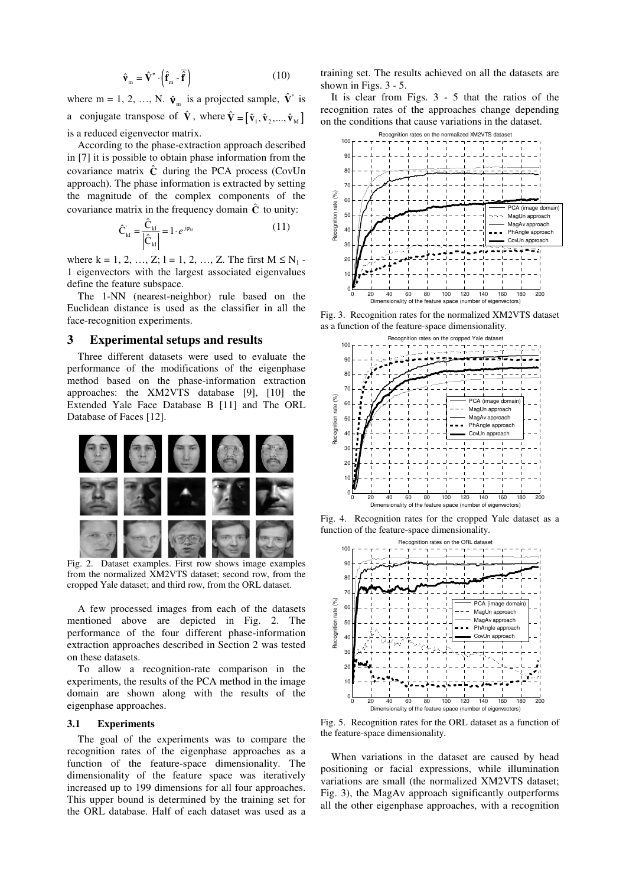$$\hat{\mathbf{v}}_m = \hat{\mathbf{V}}^* \cdot \left(\hat{\mathbf{f}}_m - \bar{\hat{\mathbf{f}}}\right) \tag{10}$$

where m = 1, 2, …, N. $\hat{\mathbf{v}}_m$ is a projected sample, $\hat{\mathbf{V}}^*$ is a conjugate transpose of $\hat{\mathbf{V}}$, where $\hat{\mathbf{V}} = [\hat{\mathbf{v}}_1, \hat{\mathbf{v}}_2, ..., \hat{\mathbf{v}}_M]$ is a reduced eigenvector matrix.

According to the phase-extraction approach described in [7] it is possible to obtain phase information from the covariance matrix $\hat{\mathbf{C}}$ during the PCA process (CovUn approach). The phase information is extracted by setting the magnitude of the complex components of the covariance matrix in the frequency domain $\hat{\mathbf{C}}$ to unity:

$$\hat{C}'_{kl} = \frac{\hat{C}_{kl}}{\left|\hat{C}_{kl}\right|} = 1 \cdot e^{j\varphi_{kl}} \tag{11}$$

where k = 1, 2, …, Z; l = 1, 2, …, Z. The first $M \leq N_1 - 1$ eigenvectors with the largest associated eigenvalues define the feature subspace.

The 1-NN (nearest-neighbor) rule based on the Euclidean distance is used as the classifier in all the face-recognition experiments.

## 3 Experimental setups and results

Three different datasets were used to evaluate the performance of the modifications of the eigenphase method based on the phase-information extraction approaches: the XM2VTS database [9], [10] the Extended Yale Face Database B [11] and The ORL Database of Faces [12].

Fig. 2. Dataset examples. First row shows image examples from the normalized XM2VTS dataset; second row, from the cropped Yale dataset; and third row, from the ORL dataset.

A few processed images from each of the datasets mentioned above are depicted in Fig. 2. The performance of the four different phase-information extraction approaches described in Section 2 was tested on these datasets.

To allow a recognition-rate comparison in the experiments, the results of the PCA method in the image domain are shown along with the results of the eigenphase approaches.

### 3.1 Experiments

The goal of the experiments was to compare the recognition rates of the eigenphase approaches as a function of the feature-space dimensionality. The dimensionality of the feature space was iteratively increased up to 199 dimensions for all four approaches. This upper bound is determined by the training set for the ORL database. Half of each dataset was used as a training set. The results achieved on all the datasets are shown in Figs. 3 - 5.

It is clear from Figs. 3 - 5 that the ratios of the recognition rates of the approaches change depending on the conditions that cause variations in the dataset.

Fig. 3. Recognition rates for the normalized XM2VTS dataset as a function of the feature-space dimensionality.

Fig. 4. Recognition rates for the cropped Yale dataset as a function of the feature-space dimensionality.

Fig. 5. Recognition rates for the ORL dataset as a function of the feature-space dimensionality.

When variations in the dataset are caused by head positioning or facial expressions, while illumination variations are small (the normalized XM2VTS dataset; Fig. 3), the MagAv approach significantly outperforms all the other eigenphase approaches, with a recognition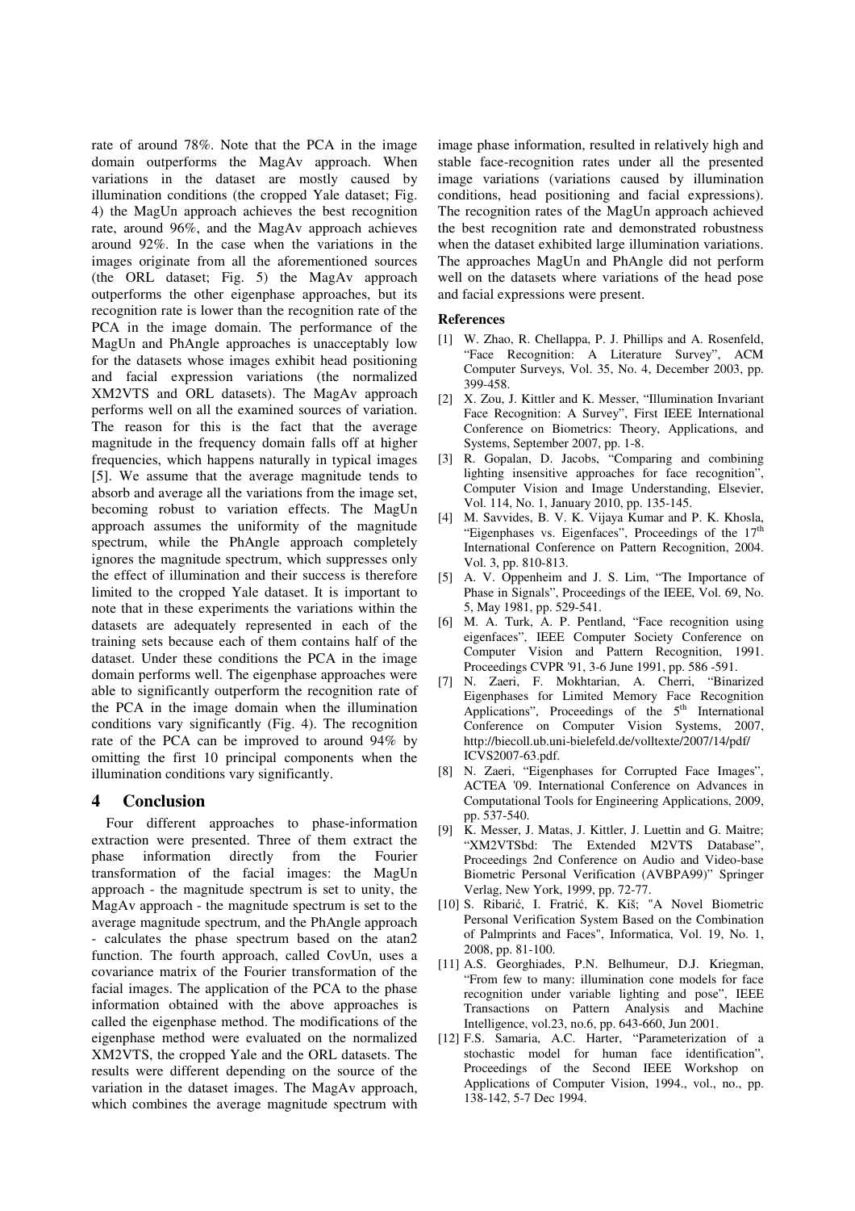rate of around 78%. Note that the PCA in the image domain outperforms the MagAv approach. When variations in the dataset are mostly caused by illumination conditions (the cropped Yale dataset; Fig. 4) the MagUn approach achieves the best recognition rate, around 96%, and the MagAv approach achieves around 92%. In the case when the variations in the images originate from all the aforementioned sources (the ORL dataset; Fig. 5) the MagAv approach outperforms the other eigenphase approaches, but its recognition rate is lower than the recognition rate of the PCA in the image domain. The performance of the MagUn and PhAngle approaches is unacceptably low for the datasets whose images exhibit head positioning and facial expression variations (the normalized XM2VTS and ORL datasets). The MagAv approach performs well on all the examined sources of variation. The reason for this is the fact that the average magnitude in the frequency domain falls off at higher frequencies, which happens naturally in typical images [5]. We assume that the average magnitude tends to absorb and average all the variations from the image set, becoming robust to variation effects. The MagUn approach assumes the uniformity of the magnitude spectrum, while the PhAngle approach completely ignores the magnitude spectrum, which suppresses only the effect of illumination and their success is therefore limited to the cropped Yale dataset. It is important to note that in these experiments the variations within the datasets are adequately represented in each of the training sets because each of them contains half of the dataset. Under these conditions the PCA in the image domain performs well. The eigenphase approaches were able to significantly outperform the recognition rate of the PCA in the image domain when the illumination conditions vary significantly (Fig. 4). The recognition rate of the PCA can be improved to around 94% by omitting the first 10 principal components when the illumination conditions vary significantly.

## 4 Conclusion

Four different approaches to phase-information extraction were presented. Three of them extract the phase information directly from the Fourier transformation of the facial images: the MagUn approach - the magnitude spectrum is set to unity, the MagAv approach - the magnitude spectrum is set to the average magnitude spectrum, and the PhAngle approach - calculates the phase spectrum based on the atan2 function. The fourth approach, called CovUn, uses a covariance matrix of the Fourier transformation of the facial images. The application of the PCA to the phase information obtained with the above approaches is called the eigenphase method. The modifications of the eigenphase method were evaluated on the normalized XM2VTS, the cropped Yale and the ORL datasets. The results were different depending on the source of the variation in the dataset images. The MagAv approach, which combines the average magnitude spectrum with image phase information, resulted in relatively high and stable face-recognition rates under all the presented image variations (variations caused by illumination conditions, head positioning and facial expressions). The recognition rates of the MagUn approach achieved the best recognition rate and demonstrated robustness when the dataset exhibited large illumination variations. The approaches MagUn and PhAngle did not perform well on the datasets where variations of the head pose and facial expressions were present.

### References

[1] W. Zhao, R. Chellappa, P. J. Phillips and A. Rosenfeld, "Face Recognition: A Literature Survey", ACM Computer Surveys, Vol. 35, No. 4, December 2003, pp. 399-458.

[2] X. Zou, J. Kittler and K. Messer, "Illumination Invariant Face Recognition: A Survey", First IEEE International Conference on Biometrics: Theory, Applications, and Systems, September 2007, pp. 1-8.

[3] R. Gopalan, D. Jacobs, "Comparing and combining lighting insensitive approaches for face recognition", Computer Vision and Image Understanding, Elsevier, Vol. 114, No. 1, January 2010, pp. 135-145.

[4] M. Savvides, B. V. K. Vijaya Kumar and P. K. Khosla, "Eigenphases vs. Eigenfaces", Proceedings of the 17th International Conference on Pattern Recognition, 2004. Vol. 3, pp. 810-813.

[5] A. V. Oppenheim and J. S. Lim, "The Importance of Phase in Signals", Proceedings of the IEEE, Vol. 69, No. 5, May 1981, pp. 529-541.

[6] M. A. Turk, A. P. Pentland, "Face recognition using eigenfaces", IEEE Computer Society Conference on Computer Vision and Pattern Recognition, 1991. Proceedings CVPR '91, 3-6 June 1991, pp. 586 -591.

[7] N. Zaeri, F. Mokhtarian, A. Cherri, "Binarized Eigenphases for Limited Memory Face Recognition Applications", Proceedings of the 5th International Conference on Computer Vision Systems, 2007, http://biecoll.ub.uni-bielefeld.de/volltexte/2007/14/pdf/ICVS2007-63.pdf.

[8] N. Zaeri, "Eigenphases for Corrupted Face Images", ACTEA '09. International Conference on Advances in Computational Tools for Engineering Applications, 2009, pp. 537-540.

[9] K. Messer, J. Matas, J. Kittler, J. Luettin and G. Maitre; "XM2VTSbd: The Extended M2VTS Database", Proceedings 2nd Conference on Audio and Video-base Biometric Personal Verification (AVBPA99)" Springer Verlag, New York, 1999, pp. 72-77.

[10] S. Ribarić, I. Fratrić, K. Kiš; "A Novel Biometric Personal Verification System Based on the Combination of Palmprints and Faces", Informatica, Vol. 19, No. 1, 2008, pp. 81-100.

[11] A.S. Georghiades, P.N. Belhumeur, D.J. Kriegman, "From few to many: illumination cone models for face recognition under variable lighting and pose", IEEE Transactions on Pattern Analysis and Machine Intelligence, vol.23, no.6, pp. 643-660, Jun 2001.

[12] F.S. Samaria, A.C. Harter, "Parameterization of a stochastic model for human face identification", Proceedings of the Second IEEE Workshop on Applications of Computer Vision, 1994., vol., no., pp. 138-142, 5-7 Dec 1994.